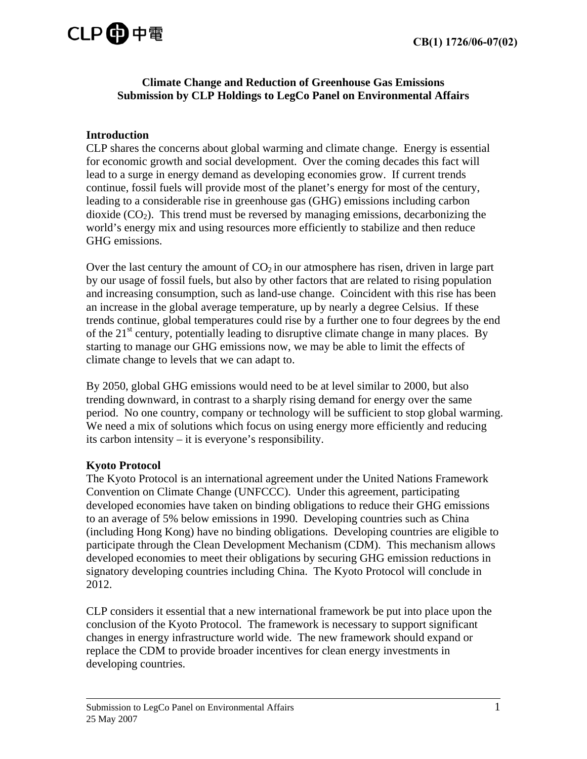CB(1) 1726/06-07(02)

# Climate Change and Reduction of Greenhouse Gas Emissions
# Submission by CLP Holdings to LegCo Panel on Environmental Affairs

## Introduction

CLP shares the concerns about global warming and climate change. Energy is essential for economic growth and social development. Over the coming decades this fact will lead to a surge in energy demand as developing economies grow. If current trends continue, fossil fuels will provide most of the planet's energy for most of the century, leading to a considerable rise in greenhouse gas (GHG) emissions including carbon dioxide ($CO_2$). This trend must be reversed by managing emissions, decarbonizing the world's energy mix and using resources more efficiently to stabilize and then reduce GHG emissions.

Over the last century the amount of $CO_2$ in our atmosphere has risen, driven in large part by our usage of fossil fuels, but also by other factors that are related to rising population and increasing consumption, such as land-use change. Coincident with this rise has been an increase in the global average temperature, up by nearly a degree Celsius. If these trends continue, global temperatures could rise by a further one to four degrees by the end of the 21st century, potentially leading to disruptive climate change in many places. By starting to manage our GHG emissions now, we may be able to limit the effects of climate change to levels that we can adapt to.

By 2050, global GHG emissions would need to be at level similar to 2000, but also trending downward, in contrast to a sharply rising demand for energy over the same period. No one country, company or technology will be sufficient to stop global warming. We need a mix of solutions which focus on using energy more efficiently and reducing its carbon intensity – it is everyone's responsibility.

## Kyoto Protocol

The Kyoto Protocol is an international agreement under the United Nations Framework Convention on Climate Change (UNFCCC). Under this agreement, participating developed economies have taken on binding obligations to reduce their GHG emissions to an average of 5% below emissions in 1990. Developing countries such as China (including Hong Kong) have no binding obligations. Developing countries are eligible to participate through the Clean Development Mechanism (CDM). This mechanism allows developed economies to meet their obligations by securing GHG emission reductions in signatory developing countries including China. The Kyoto Protocol will conclude in 2012.

CLP considers it essential that a new international framework be put into place upon the conclusion of the Kyoto Protocol. The framework is necessary to support significant changes in energy infrastructure world wide. The new framework should expand or replace the CDM to provide broader incentives for clean energy investments in developing countries.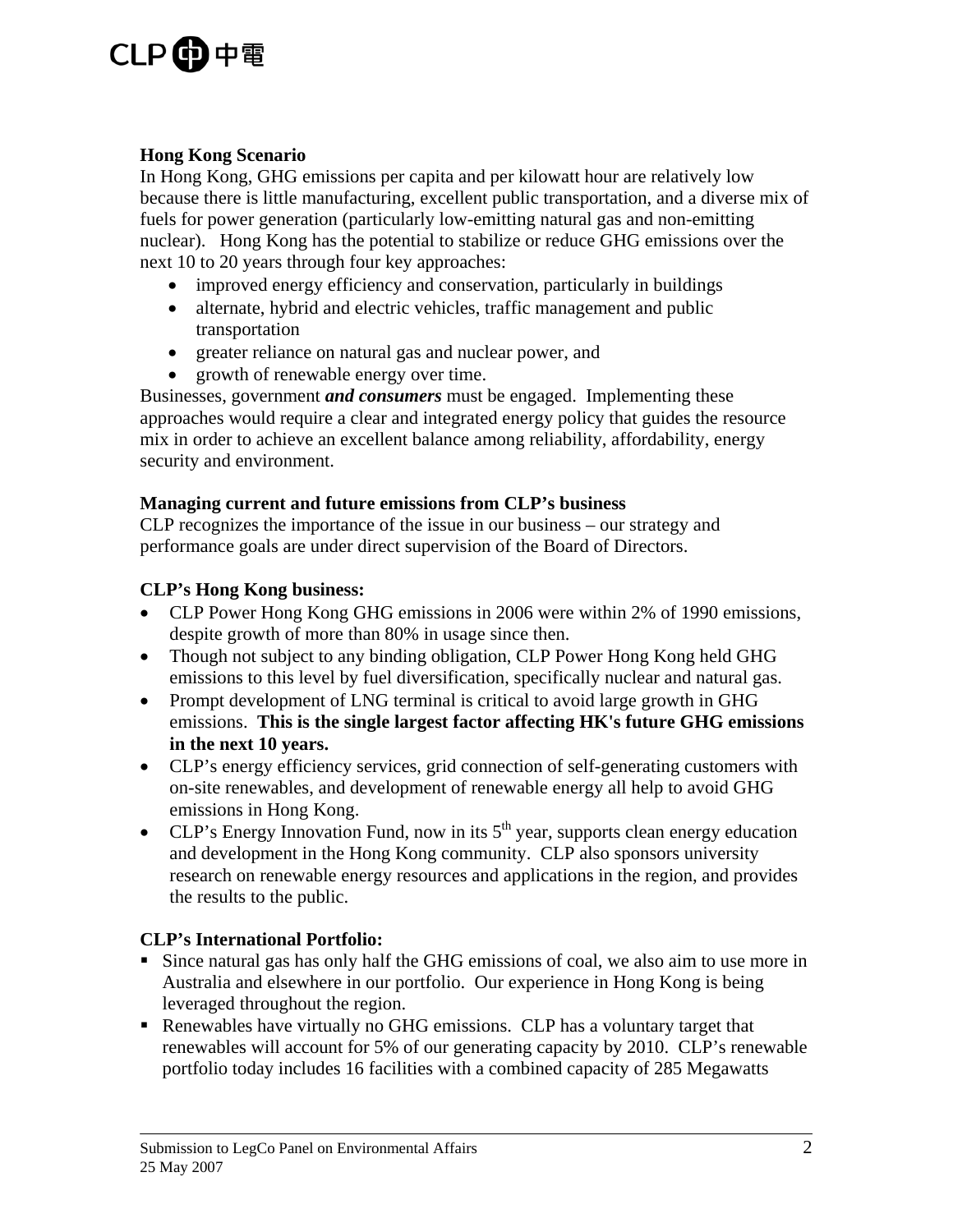**Hong Kong Scenario**

In Hong Kong, GHG emissions per capita and per kilowatt hour are relatively low because there is little manufacturing, excellent public transportation, and a diverse mix of fuels for power generation (particularly low-emitting natural gas and non-emitting nuclear). Hong Kong has the potential to stabilize or reduce GHG emissions over the next 10 to 20 years through four key approaches:

- improved energy efficiency and conservation, particularly in buildings
- alternate, hybrid and electric vehicles, traffic management and public transportation
- greater reliance on natural gas and nuclear power, and
- growth of renewable energy over time.

Businesses, government ***and consumers*** must be engaged. Implementing these approaches would require a clear and integrated energy policy that guides the resource mix in order to achieve an excellent balance among reliability, affordability, energy security and environment.

**Managing current and future emissions from CLP's business**

CLP recognizes the importance of the issue in our business – our strategy and performance goals are under direct supervision of the Board of Directors.

**CLP's Hong Kong business:**

- CLP Power Hong Kong GHG emissions in 2006 were within 2% of 1990 emissions, despite growth of more than 80% in usage since then.
- Though not subject to any binding obligation, CLP Power Hong Kong held GHG emissions to this level by fuel diversification, specifically nuclear and natural gas.
- Prompt development of LNG terminal is critical to avoid large growth in GHG emissions. **This is the single largest factor affecting HK's future GHG emissions in the next 10 years.**
- CLP's energy efficiency services, grid connection of self-generating customers with on-site renewables, and development of renewable energy all help to avoid GHG emissions in Hong Kong.
- CLP's Energy Innovation Fund, now in its 5th year, supports clean energy education and development in the Hong Kong community. CLP also sponsors university research on renewable energy resources and applications in the region, and provides the results to the public.

**CLP's International Portfolio:**

- Since natural gas has only half the GHG emissions of coal, we also aim to use more in Australia and elsewhere in our portfolio. Our experience in Hong Kong is being leveraged throughout the region.
- Renewables have virtually no GHG emissions. CLP has a voluntary target that renewables will account for 5% of our generating capacity by 2010. CLP's renewable portfolio today includes 16 facilities with a combined capacity of 285 Megawatts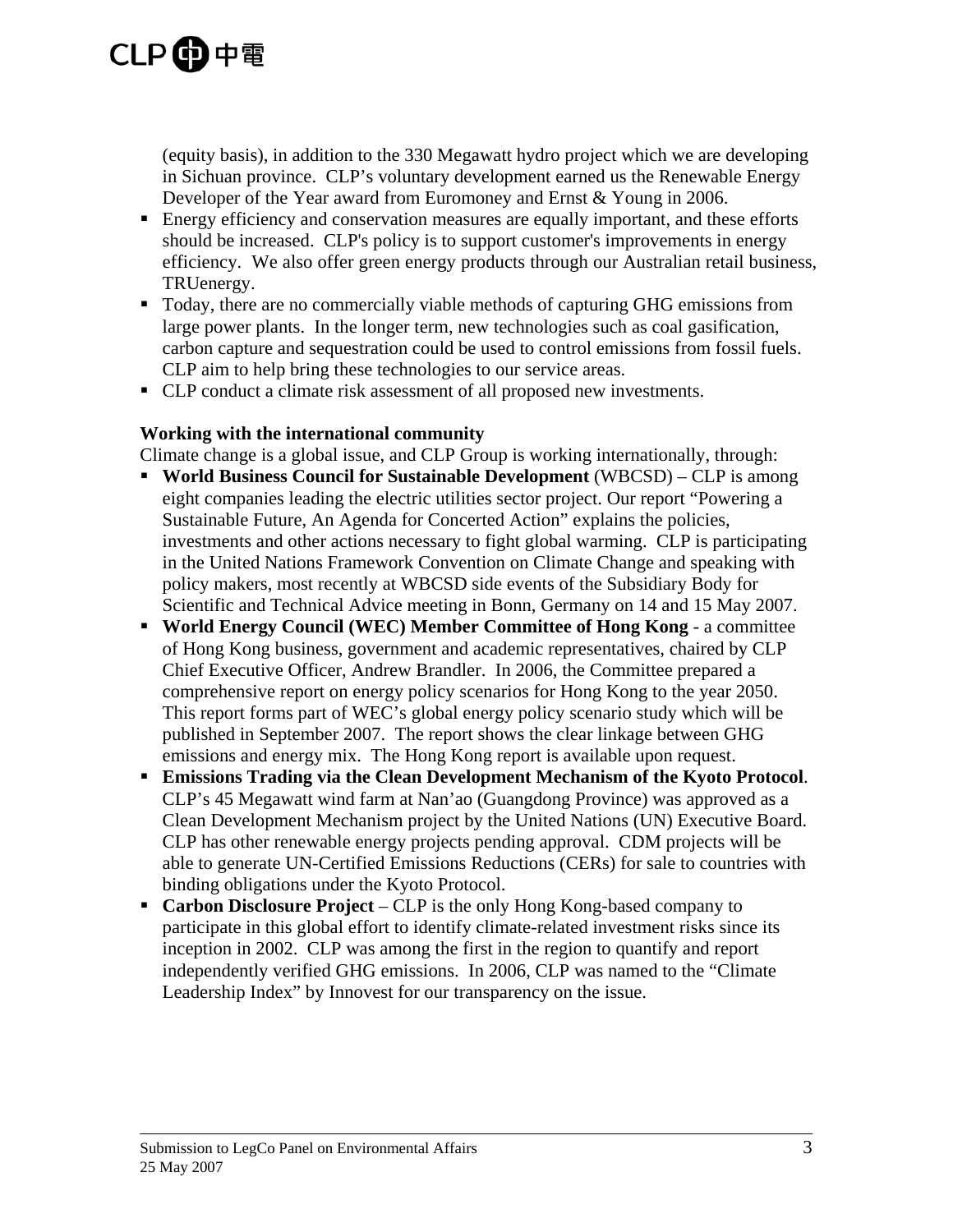(equity basis), in addition to the 330 Megawatt hydro project which we are developing in Sichuan province. CLP's voluntary development earned us the Renewable Energy Developer of the Year award from Euromoney and Ernst & Young in 2006.

- Energy efficiency and conservation measures are equally important, and these efforts should be increased. CLP's policy is to support customer's improvements in energy efficiency. We also offer green energy products through our Australian retail business, TRUenergy.
- Today, there are no commercially viable methods of capturing GHG emissions from large power plants. In the longer term, new technologies such as coal gasification, carbon capture and sequestration could be used to control emissions from fossil fuels. CLP aim to help bring these technologies to our service areas.
- CLP conduct a climate risk assessment of all proposed new investments.

**Working with the international community**

Climate change is a global issue, and CLP Group is working internationally, through:

- **World Business Council for Sustainable Development** (WBCSD) – CLP is among eight companies leading the electric utilities sector project. Our report "Powering a Sustainable Future, An Agenda for Concerted Action" explains the policies, investments and other actions necessary to fight global warming. CLP is participating in the United Nations Framework Convention on Climate Change and speaking with policy makers, most recently at WBCSD side events of the Subsidiary Body for Scientific and Technical Advice meeting in Bonn, Germany on 14 and 15 May 2007.
- **World Energy Council (WEC) Member Committee of Hong Kong** - a committee of Hong Kong business, government and academic representatives, chaired by CLP Chief Executive Officer, Andrew Brandler. In 2006, the Committee prepared a comprehensive report on energy policy scenarios for Hong Kong to the year 2050. This report forms part of WEC's global energy policy scenario study which will be published in September 2007. The report shows the clear linkage between GHG emissions and energy mix. The Hong Kong report is available upon request.
- **Emissions Trading via the Clean Development Mechanism of the Kyoto Protocol**. CLP's 45 Megawatt wind farm at Nan'ao (Guangdong Province) was approved as a Clean Development Mechanism project by the United Nations (UN) Executive Board. CLP has other renewable energy projects pending approval. CDM projects will be able to generate UN-Certified Emissions Reductions (CERs) for sale to countries with binding obligations under the Kyoto Protocol.
- **Carbon Disclosure Project** – CLP is the only Hong Kong-based company to participate in this global effort to identify climate-related investment risks since its inception in 2002. CLP was among the first in the region to quantify and report independently verified GHG emissions. In 2006, CLP was named to the "Climate Leadership Index" by Innovest for our transparency on the issue.